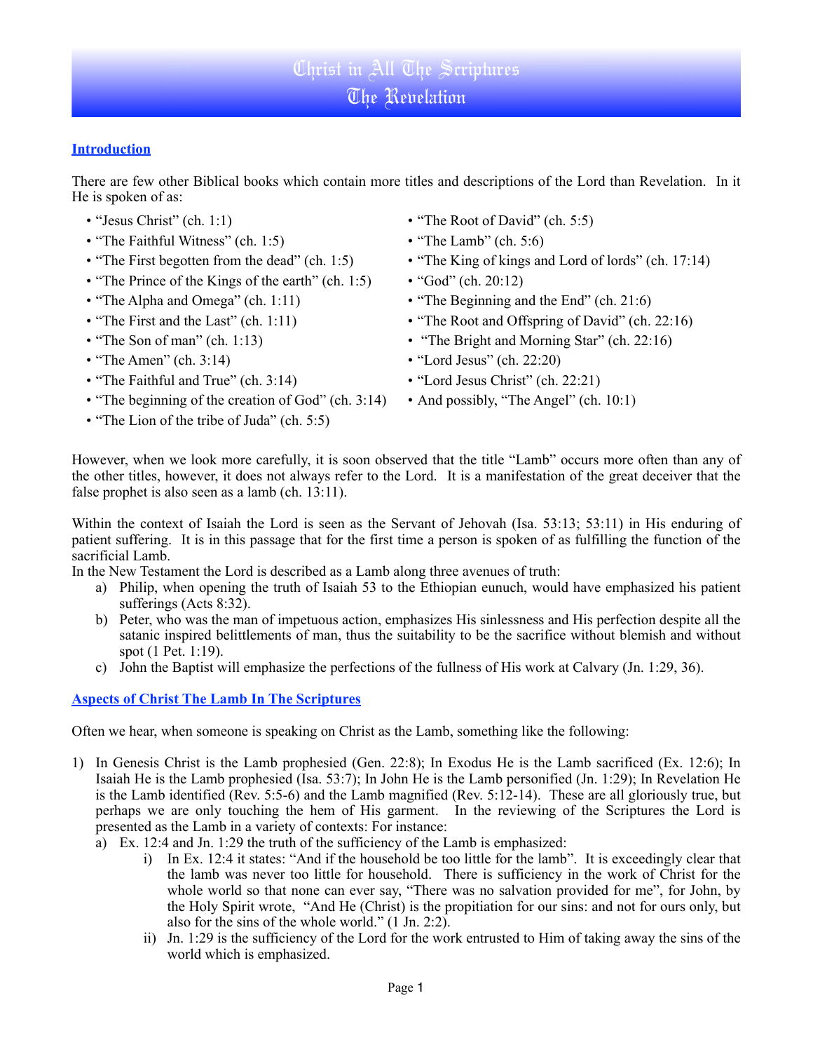# Christ in All The Scriptures
# The Revelation

## Introduction

There are few other Biblical books which contain more titles and descriptions of the Lord than Revelation. In it He is spoken of as:

- "Jesus Christ" (ch. 1:1)
- "The Faithful Witness" (ch. 1:5)
- "The First begotten from the dead" (ch. 1:5)
- "The Prince of the Kings of the earth" (ch. 1:5)
- "The Alpha and Omega" (ch. 1:11)
- "The First and the Last" (ch. 1:11)
- "The Son of man" (ch. 1:13)
- "The Amen" (ch. 3:14)
- "The Faithful and True" (ch. 3:14)
- "The beginning of the creation of God" (ch. 3:14)
- "The Lion of the tribe of Juda" (ch. 5:5)
- "The Root of David" (ch. 5:5)
- "The Lamb" (ch. 5:6)
- "The King of kings and Lord of lords" (ch. 17:14)
- "God" (ch. 20:12)
- "The Beginning and the End" (ch. 21:6)
- "The Root and Offspring of David" (ch. 22:16)
- "The Bright and Morning Star" (ch. 22:16)
- "Lord Jesus" (ch. 22:20)
- "Lord Jesus Christ" (ch. 22:21)
- And possibly, "The Angel" (ch. 10:1)

However, when we look more carefully, it is soon observed that the title "Lamb" occurs more often than any of the other titles, however, it does not always refer to the Lord. It is a manifestation of the great deceiver that the false prophet is also seen as a lamb (ch. 13:11).

Within the context of Isaiah the Lord is seen as the Servant of Jehovah (Isa. 53:13; 53:11) in His enduring of patient suffering. It is in this passage that for the first time a person is spoken of as fulfilling the function of the sacrificial Lamb.

In the New Testament the Lord is described as a Lamb along three avenues of truth:

a) Philip, when opening the truth of Isaiah 53 to the Ethiopian eunuch, would have emphasized his patient sufferings (Acts 8:32).
b) Peter, who was the man of impetuous action, emphasizes His sinlessness and His perfection despite all the satanic inspired belittlements of man, thus the suitability to be the sacrifice without blemish and without spot (1 Pet. 1:19).
c) John the Baptist will emphasize the perfections of the fullness of His work at Calvary (Jn. 1:29, 36).

## Aspects of Christ The Lamb In The Scriptures

Often we hear, when someone is speaking on Christ as the Lamb, something like the following:

1) In Genesis Christ is the Lamb prophesied (Gen. 22:8); In Exodus He is the Lamb sacrificed (Ex. 12:6); In Isaiah He is the Lamb prophesied (Isa. 53:7); In John He is the Lamb personified (Jn. 1:29); In Revelation He is the Lamb identified (Rev. 5:5-6) and the Lamb magnified (Rev. 5:12-14). These are all gloriously true, but perhaps we are only touching the hem of His garment. In the reviewing of the Scriptures the Lord is presented as the Lamb in a variety of contexts: For instance:
   a) Ex. 12:4 and Jn. 1:29 the truth of the sufficiency of the Lamb is emphasized:
      i) In Ex. 12:4 it states: "And if the household be too little for the lamb". It is exceedingly clear that the lamb was never too little for household. There is sufficiency in the work of Christ for the whole world so that none can ever say, "There was no salvation provided for me", for John, by the Holy Spirit wrote, "And He (Christ) is the propitiation for our sins: and not for ours only, but also for the sins of the whole world." (1 Jn. 2:2).
      ii) Jn. 1:29 is the sufficiency of the Lord for the work entrusted to Him of taking away the sins of the world which is emphasized.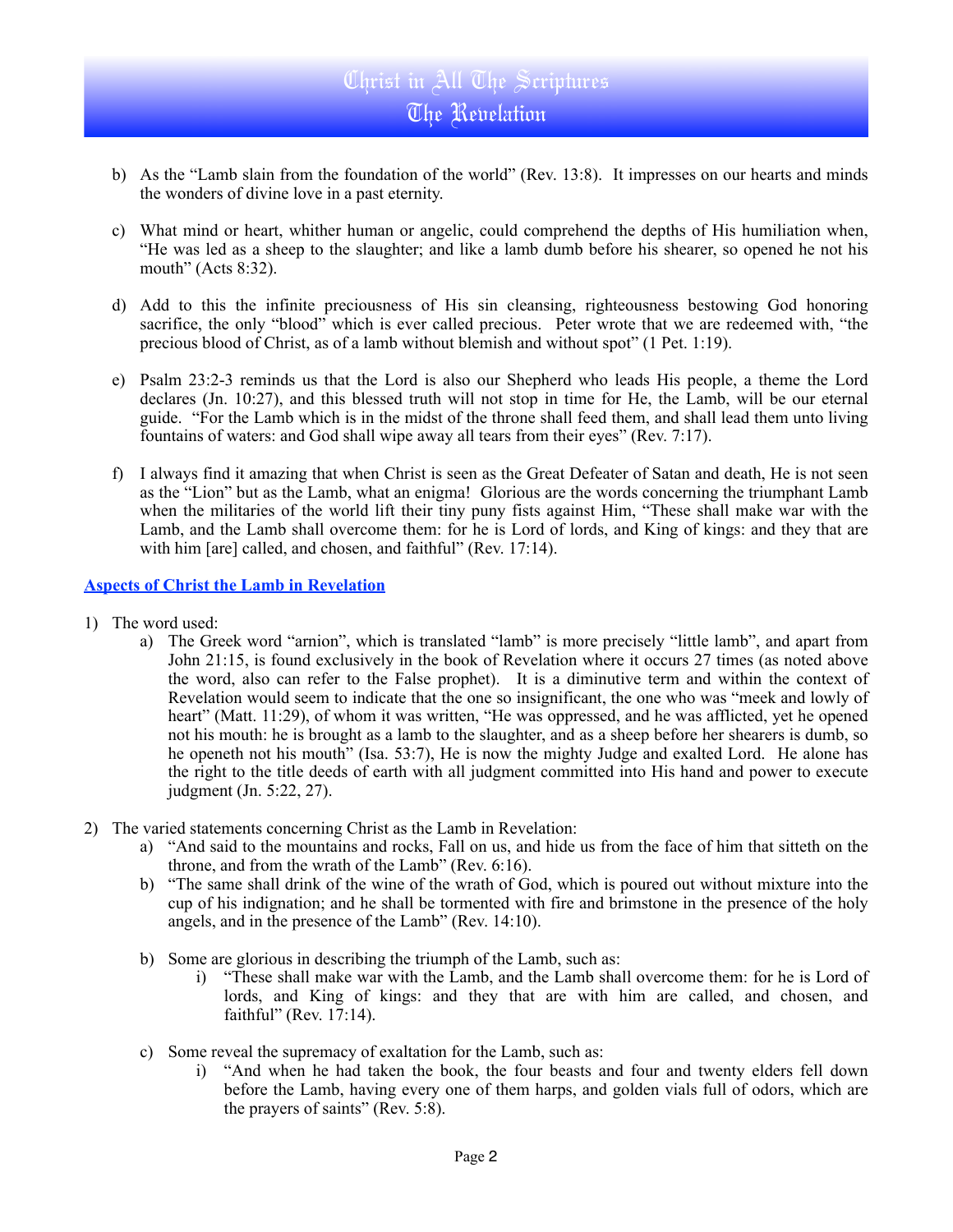b) As the "Lamb slain from the foundation of the world" (Rev. 13:8). It impresses on our hearts and minds the wonders of divine love in a past eternity.

c) What mind or heart, whither human or angelic, could comprehend the depths of His humiliation when, "He was led as a sheep to the slaughter; and like a lamb dumb before his shearer, so opened he not his mouth" (Acts 8:32).

d) Add to this the infinite preciousness of His sin cleansing, righteousness bestowing God honoring sacrifice, the only "blood" which is ever called precious. Peter wrote that we are redeemed with, "the precious blood of Christ, as of a lamb without blemish and without spot" (1 Pet. 1:19).

e) Psalm 23:2-3 reminds us that the Lord is also our Shepherd who leads His people, a theme the Lord declares (Jn. 10:27), and this blessed truth will not stop in time for He, the Lamb, will be our eternal guide. "For the Lamb which is in the midst of the throne shall feed them, and shall lead them unto living fountains of waters: and God shall wipe away all tears from their eyes" (Rev. 7:17).

f) I always find it amazing that when Christ is seen as the Great Defeater of Satan and death, He is not seen as the "Lion" but as the Lamb, what an enigma! Glorious are the words concerning the triumphant Lamb when the militaries of the world lift their tiny puny fists against Him, "These shall make war with the Lamb, and the Lamb shall overcome them: for he is Lord of lords, and King of kings: and they that are with him [are] called, and chosen, and faithful" (Rev. 17:14).

**Aspects of Christ the Lamb in Revelation**

1) The word used:
    a) The Greek word "arnion", which is translated "lamb" is more precisely "little lamb", and apart from John 21:15, is found exclusively in the book of Revelation where it occurs 27 times (as noted above the word, also can refer to the False prophet). It is a diminutive term and within the context of Revelation would seem to indicate that the one so insignificant, the one who was "meek and lowly of heart" (Matt. 11:29), of whom it was written, "He was oppressed, and he was afflicted, yet he opened not his mouth: he is brought as a lamb to the slaughter, and as a sheep before her shearers is dumb, so he openeth not his mouth" (Isa. 53:7), He is now the mighty Judge and exalted Lord. He alone has the right to the title deeds of earth with all judgment committed into His hand and power to execute judgment (Jn. 5:22, 27).

2) The varied statements concerning Christ as the Lamb in Revelation:
    a) "And said to the mountains and rocks, Fall on us, and hide us from the face of him that sitteth on the throne, and from the wrath of the Lamb" (Rev. 6:16).
    b) "The same shall drink of the wine of the wrath of God, which is poured out without mixture into the cup of his indignation; and he shall be tormented with fire and brimstone in the presence of the holy angels, and in the presence of the Lamb" (Rev. 14:10).

    b) Some are glorious in describing the triumph of the Lamb, such as:
        i) "These shall make war with the Lamb, and the Lamb shall overcome them: for he is Lord of lords, and King of kings: and they that are with him are called, and chosen, and faithful" (Rev. 17:14).

    c) Some reveal the supremacy of exaltation for the Lamb, such as:
        i) "And when he had taken the book, the four beasts and four and twenty elders fell down before the Lamb, having every one of them harps, and golden vials full of odors, which are the prayers of saints" (Rev. 5:8).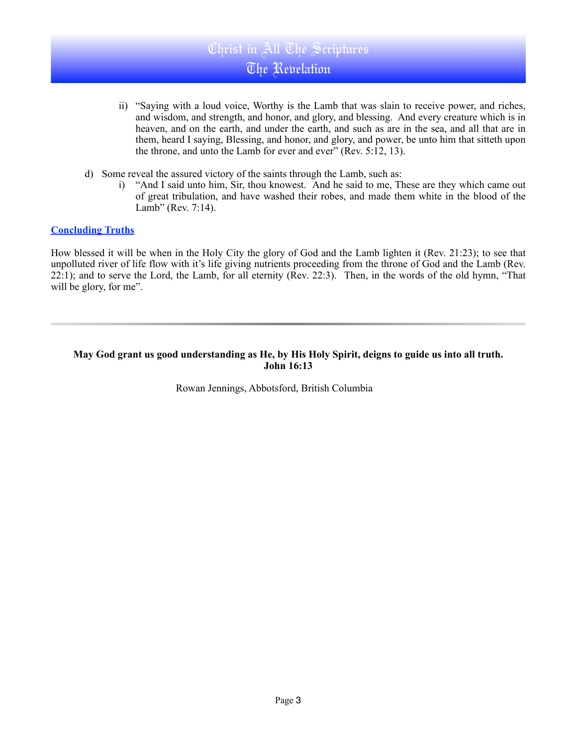ii) "Saying with a loud voice, Worthy is the Lamb that was slain to receive power, and riches, and wisdom, and strength, and honor, and glory, and blessing. And every creature which is in heaven, and on the earth, and under the earth, and such as are in the sea, and all that are in them, heard I saying, Blessing, and honor, and glory, and power, be unto him that sitteth upon the throne, and unto the Lamb for ever and ever" (Rev. 5:12, 13).

d) Some reveal the assured victory of the saints through the Lamb, such as:
   i) "And I said unto him, Sir, thou knowest. And he said to me, These are they which came out of great tribulation, and have washed their robes, and made them white in the blood of the Lamb" (Rev. 7:14).

## Concluding Truths

How blessed it will be when in the Holy City the glory of God and the Lamb lighten it (Rev. 21:23); to see that unpolluted river of life flow with it's life giving nutrients proceeding from the throne of God and the Lamb (Rev. 22:1); and to serve the Lord, the Lamb, for all eternity (Rev. 22:3). Then, in the words of the old hymn, "That will be glory, for me".

---

**May God grant us good understanding as He, by His Holy Spirit, deigns to guide us into all truth.**
**John 16:13**

Rowan Jennings, Abbotsford, British Columbia